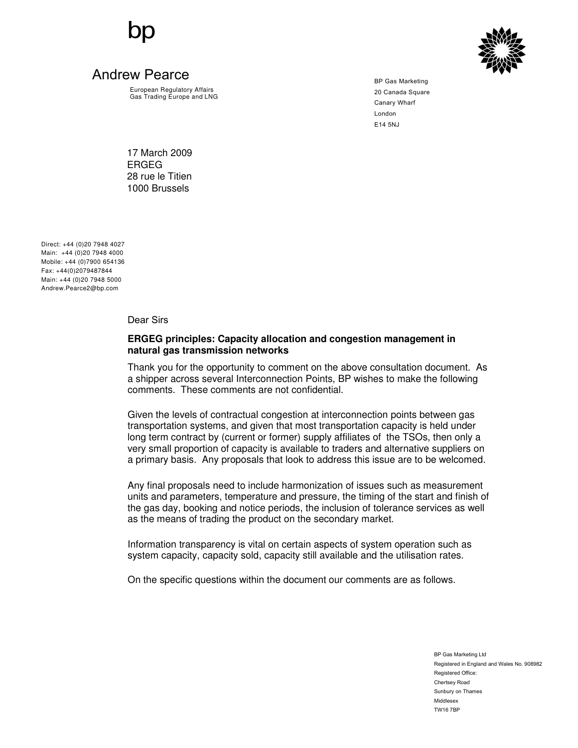bp

Andrew Pearce

European Regulatory Affairs
Gas Trading Europe and LNG

BP Gas Marketing
20 Canada Square
Canary Wharf
London
E14 5NJ

17 March 2009
ERGEG
28 rue le Titien
1000 Brussels

Direct: +44 (0)20 7948 4027
Main: +44 (0)20 7948 4000
Mobile: +44 (0)7900 654136
Fax: +44(0)2079487844
Main: +44 (0)20 7948 5000
Andrew.Pearce2@bp.com

Dear Sirs

**ERGEG principles: Capacity allocation and congestion management in natural gas transmission networks**

Thank you for the opportunity to comment on the above consultation document. As a shipper across several Interconnection Points, BP wishes to make the following comments. These comments are not confidential.

Given the levels of contractual congestion at interconnection points between gas transportation systems, and given that most transportation capacity is held under long term contract by (current or former) supply affiliates of the TSOs, then only a very small proportion of capacity is available to traders and alternative suppliers on a primary basis. Any proposals that look to address this issue are to be welcomed.

Any final proposals need to include harmonization of issues such as measurement units and parameters, temperature and pressure, the timing of the start and finish of the gas day, booking and notice periods, the inclusion of tolerance services as well as the means of trading the product on the secondary market.

Information transparency is vital on certain aspects of system operation such as system capacity, capacity sold, capacity still available and the utilisation rates.

On the specific questions within the document our comments are as follows.

BP Gas Marketing Ltd
Registered in England and Wales No. 908982
Registered Office:
Chertsey Road
Sunbury on Thames
Middlesex
TW16 7BP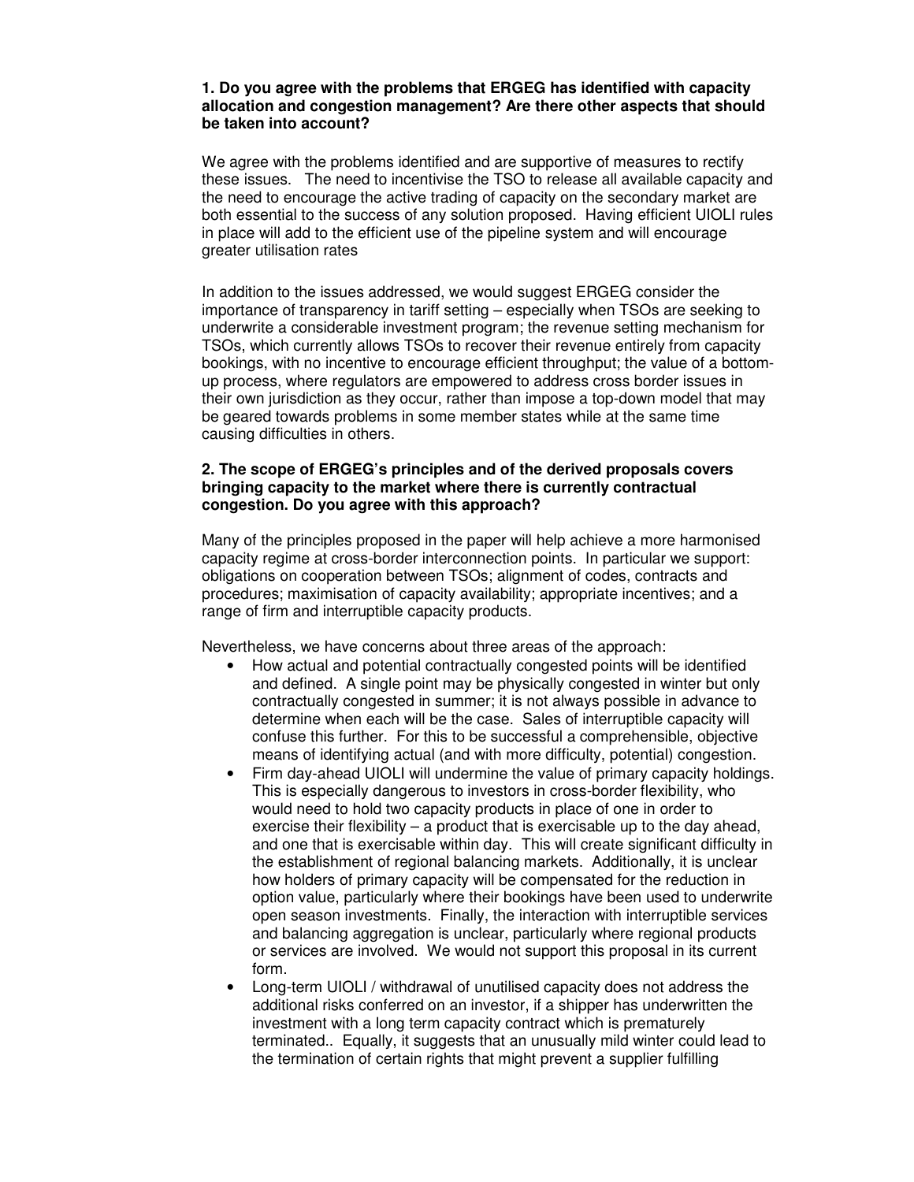**1. Do you agree with the problems that ERGEG has identified with capacity allocation and congestion management? Are there other aspects that should be taken into account?**

We agree with the problems identified and are supportive of measures to rectify these issues. The need to incentivise the TSO to release all available capacity and the need to encourage the active trading of capacity on the secondary market are both essential to the success of any solution proposed. Having efficient UIOLI rules in place will add to the efficient use of the pipeline system and will encourage greater utilisation rates

In addition to the issues addressed, we would suggest ERGEG consider the importance of transparency in tariff setting – especially when TSOs are seeking to underwrite a considerable investment program; the revenue setting mechanism for TSOs, which currently allows TSOs to recover their revenue entirely from capacity bookings, with no incentive to encourage efficient throughput; the value of a bottom-up process, where regulators are empowered to address cross border issues in their own jurisdiction as they occur, rather than impose a top-down model that may be geared towards problems in some member states while at the same time causing difficulties in others.

**2. The scope of ERGEG's principles and of the derived proposals covers bringing capacity to the market where there is currently contractual congestion. Do you agree with this approach?**

Many of the principles proposed in the paper will help achieve a more harmonised capacity regime at cross-border interconnection points. In particular we support: obligations on cooperation between TSOs; alignment of codes, contracts and procedures; maximisation of capacity availability; appropriate incentives; and a range of firm and interruptible capacity products.

Nevertheless, we have concerns about three areas of the approach:

- How actual and potential contractually congested points will be identified and defined. A single point may be physically congested in winter but only contractually congested in summer; it is not always possible in advance to determine when each will be the case. Sales of interruptible capacity will confuse this further. For this to be successful a comprehensible, objective means of identifying actual (and with more difficulty, potential) congestion.
- Firm day-ahead UIOLI will undermine the value of primary capacity holdings. This is especially dangerous to investors in cross-border flexibility, who would need to hold two capacity products in place of one in order to exercise their flexibility – a product that is exercisable up to the day ahead, and one that is exercisable within day. This will create significant difficulty in the establishment of regional balancing markets. Additionally, it is unclear how holders of primary capacity will be compensated for the reduction in option value, particularly where their bookings have been used to underwrite open season investments. Finally, the interaction with interruptible services and balancing aggregation is unclear, particularly where regional products or services are involved. We would not support this proposal in its current form.
- Long-term UIOLI / withdrawal of unutilised capacity does not address the additional risks conferred on an investor, if a shipper has underwritten the investment with a long term capacity contract which is prematurely terminated.. Equally, it suggests that an unusually mild winter could lead to the termination of certain rights that might prevent a supplier fulfilling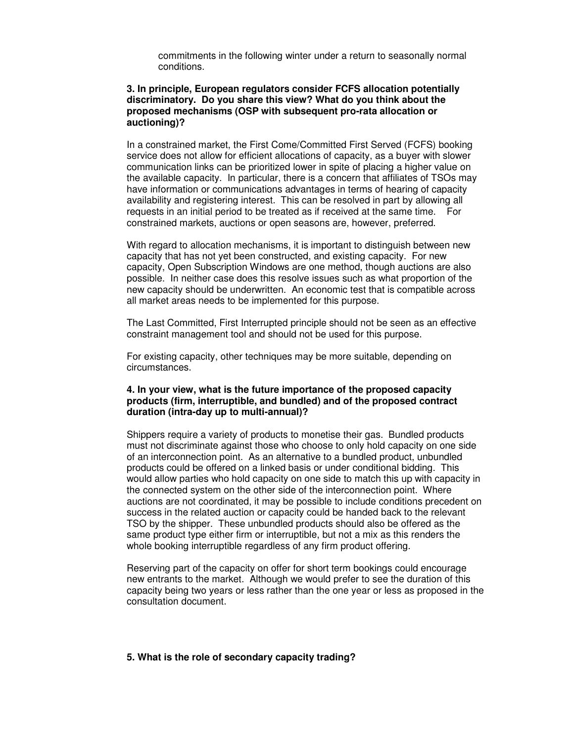commitments in the following winter under a return to seasonally normal conditions.

**3. In principle, European regulators consider FCFS allocation potentially discriminatory. Do you share this view? What do you think about the proposed mechanisms (OSP with subsequent pro-rata allocation or auctioning)?**

In a constrained market, the First Come/Committed First Served (FCFS) booking service does not allow for efficient allocations of capacity, as a buyer with slower communication links can be prioritized lower in spite of placing a higher value on the available capacity. In particular, there is a concern that affiliates of TSOs may have information or communications advantages in terms of hearing of capacity availability and registering interest. This can be resolved in part by allowing all requests in an initial period to be treated as if received at the same time. For constrained markets, auctions or open seasons are, however, preferred.

With regard to allocation mechanisms, it is important to distinguish between new capacity that has not yet been constructed, and existing capacity. For new capacity, Open Subscription Windows are one method, though auctions are also possible. In neither case does this resolve issues such as what proportion of the new capacity should be underwritten. An economic test that is compatible across all market areas needs to be implemented for this purpose.

The Last Committed, First Interrupted principle should not be seen as an effective constraint management tool and should not be used for this purpose.

For existing capacity, other techniques may be more suitable, depending on circumstances.

**4. In your view, what is the future importance of the proposed capacity products (firm, interruptible, and bundled) and of the proposed contract duration (intra-day up to multi-annual)?**

Shippers require a variety of products to monetise their gas. Bundled products must not discriminate against those who choose to only hold capacity on one side of an interconnection point. As an alternative to a bundled product, unbundled products could be offered on a linked basis or under conditional bidding. This would allow parties who hold capacity on one side to match this up with capacity in the connected system on the other side of the interconnection point. Where auctions are not coordinated, it may be possible to include conditions precedent on success in the related auction or capacity could be handed back to the relevant TSO by the shipper. These unbundled products should also be offered as the same product type either firm or interruptible, but not a mix as this renders the whole booking interruptible regardless of any firm product offering.

Reserving part of the capacity on offer for short term bookings could encourage new entrants to the market. Although we would prefer to see the duration of this capacity being two years or less rather than the one year or less as proposed in the consultation document.

**5. What is the role of secondary capacity trading?**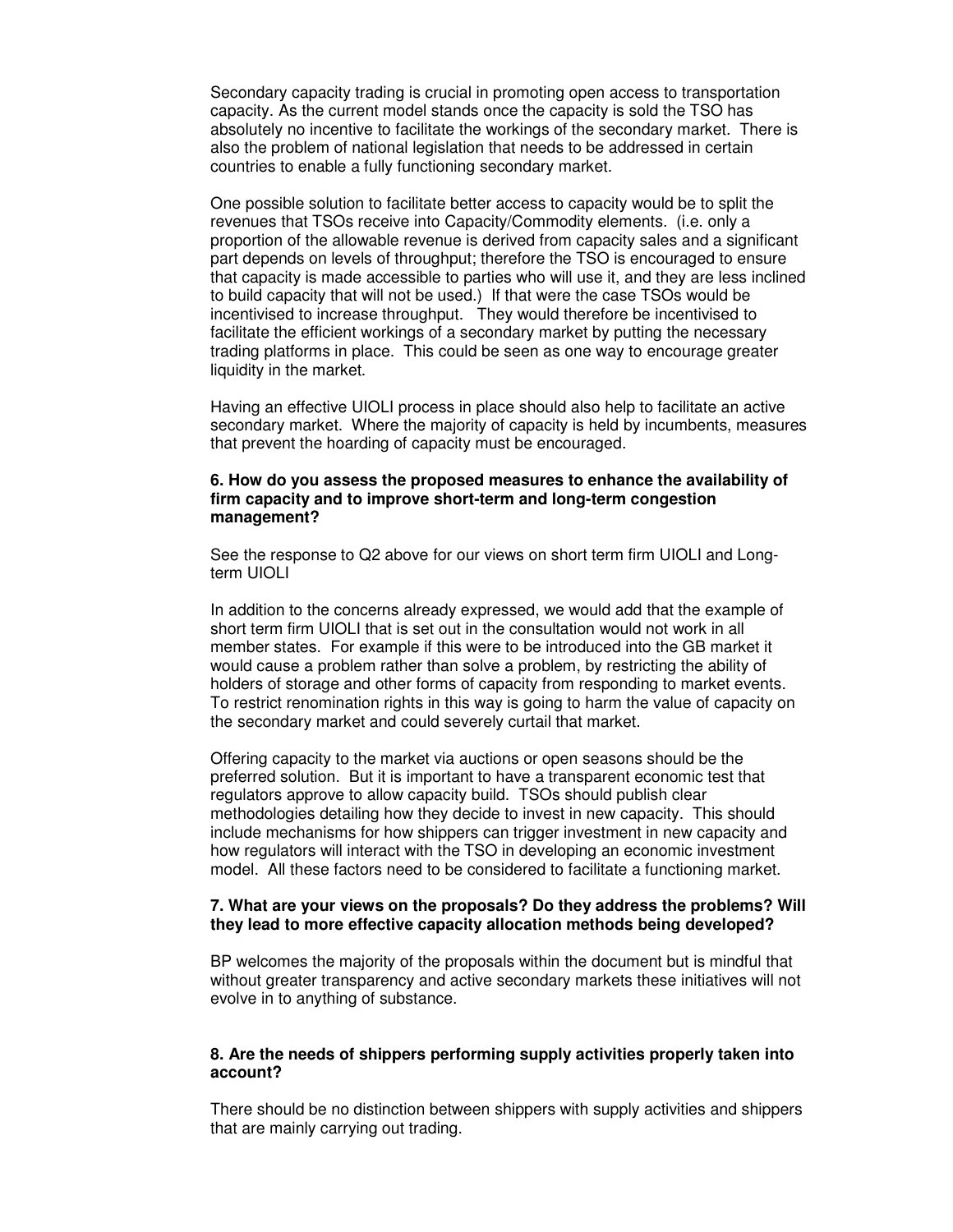Secondary capacity trading is crucial in promoting open access to transportation capacity. As the current model stands once the capacity is sold the TSO has absolutely no incentive to facilitate the workings of the secondary market. There is also the problem of national legislation that needs to be addressed in certain countries to enable a fully functioning secondary market.

One possible solution to facilitate better access to capacity would be to split the revenues that TSOs receive into Capacity/Commodity elements. (i.e. only a proportion of the allowable revenue is derived from capacity sales and a significant part depends on levels of throughput; therefore the TSO is encouraged to ensure that capacity is made accessible to parties who will use it, and they are less inclined to build capacity that will not be used.) If that were the case TSOs would be incentivised to increase throughput. They would therefore be incentivised to facilitate the efficient workings of a secondary market by putting the necessary trading platforms in place. This could be seen as one way to encourage greater liquidity in the market.

Having an effective UIOLI process in place should also help to facilitate an active secondary market. Where the majority of capacity is held by incumbents, measures that prevent the hoarding of capacity must be encouraged.

**6. How do you assess the proposed measures to enhance the availability of firm capacity and to improve short-term and long-term congestion management?**

See the response to Q2 above for our views on short term firm UIOLI and Long-term UIOLI

In addition to the concerns already expressed, we would add that the example of short term firm UIOLI that is set out in the consultation would not work in all member states. For example if this were to be introduced into the GB market it would cause a problem rather than solve a problem, by restricting the ability of holders of storage and other forms of capacity from responding to market events. To restrict renomination rights in this way is going to harm the value of capacity on the secondary market and could severely curtail that market.

Offering capacity to the market via auctions or open seasons should be the preferred solution. But it is important to have a transparent economic test that regulators approve to allow capacity build. TSOs should publish clear methodologies detailing how they decide to invest in new capacity. This should include mechanisms for how shippers can trigger investment in new capacity and how regulators will interact with the TSO in developing an economic investment model. All these factors need to be considered to facilitate a functioning market.

**7. What are your views on the proposals? Do they address the problems? Will they lead to more effective capacity allocation methods being developed?**

BP welcomes the majority of the proposals within the document but is mindful that without greater transparency and active secondary markets these initiatives will not evolve in to anything of substance.

**8. Are the needs of shippers performing supply activities properly taken into account?**

There should be no distinction between shippers with supply activities and shippers that are mainly carrying out trading.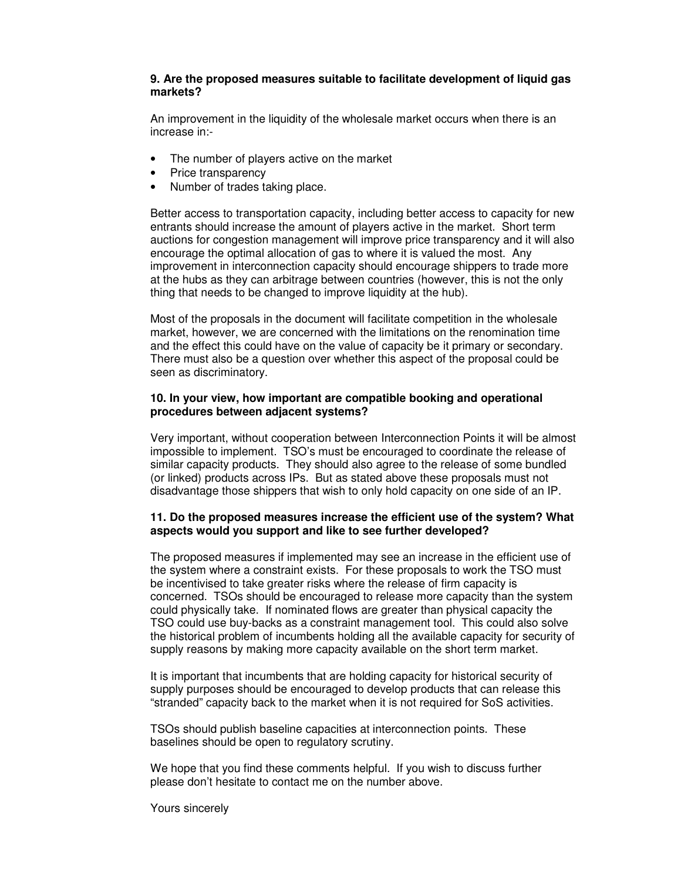**9. Are the proposed measures suitable to facilitate development of liquid gas markets?**

An improvement in the liquidity of the wholesale market occurs when there is an increase in:-

- The number of players active on the market
- Price transparency
- Number of trades taking place.

Better access to transportation capacity, including better access to capacity for new entrants should increase the amount of players active in the market. Short term auctions for congestion management will improve price transparency and it will also encourage the optimal allocation of gas to where it is valued the most. Any improvement in interconnection capacity should encourage shippers to trade more at the hubs as they can arbitrage between countries (however, this is not the only thing that needs to be changed to improve liquidity at the hub).

Most of the proposals in the document will facilitate competition in the wholesale market, however, we are concerned with the limitations on the renomination time and the effect this could have on the value of capacity be it primary or secondary. There must also be a question over whether this aspect of the proposal could be seen as discriminatory.

**10. In your view, how important are compatible booking and operational procedures between adjacent systems?**

Very important, without cooperation between Interconnection Points it will be almost impossible to implement. TSO's must be encouraged to coordinate the release of similar capacity products. They should also agree to the release of some bundled (or linked) products across IPs. But as stated above these proposals must not disadvantage those shippers that wish to only hold capacity on one side of an IP.

**11. Do the proposed measures increase the efficient use of the system? What aspects would you support and like to see further developed?**

The proposed measures if implemented may see an increase in the efficient use of the system where a constraint exists. For these proposals to work the TSO must be incentivised to take greater risks where the release of firm capacity is concerned. TSOs should be encouraged to release more capacity than the system could physically take. If nominated flows are greater than physical capacity the TSO could use buy-backs as a constraint management tool. This could also solve the historical problem of incumbents holding all the available capacity for security of supply reasons by making more capacity available on the short term market.

It is important that incumbents that are holding capacity for historical security of supply purposes should be encouraged to develop products that can release this "stranded" capacity back to the market when it is not required for SoS activities.

TSOs should publish baseline capacities at interconnection points. These baselines should be open to regulatory scrutiny.

We hope that you find these comments helpful. If you wish to discuss further please don't hesitate to contact me on the number above.

Yours sincerely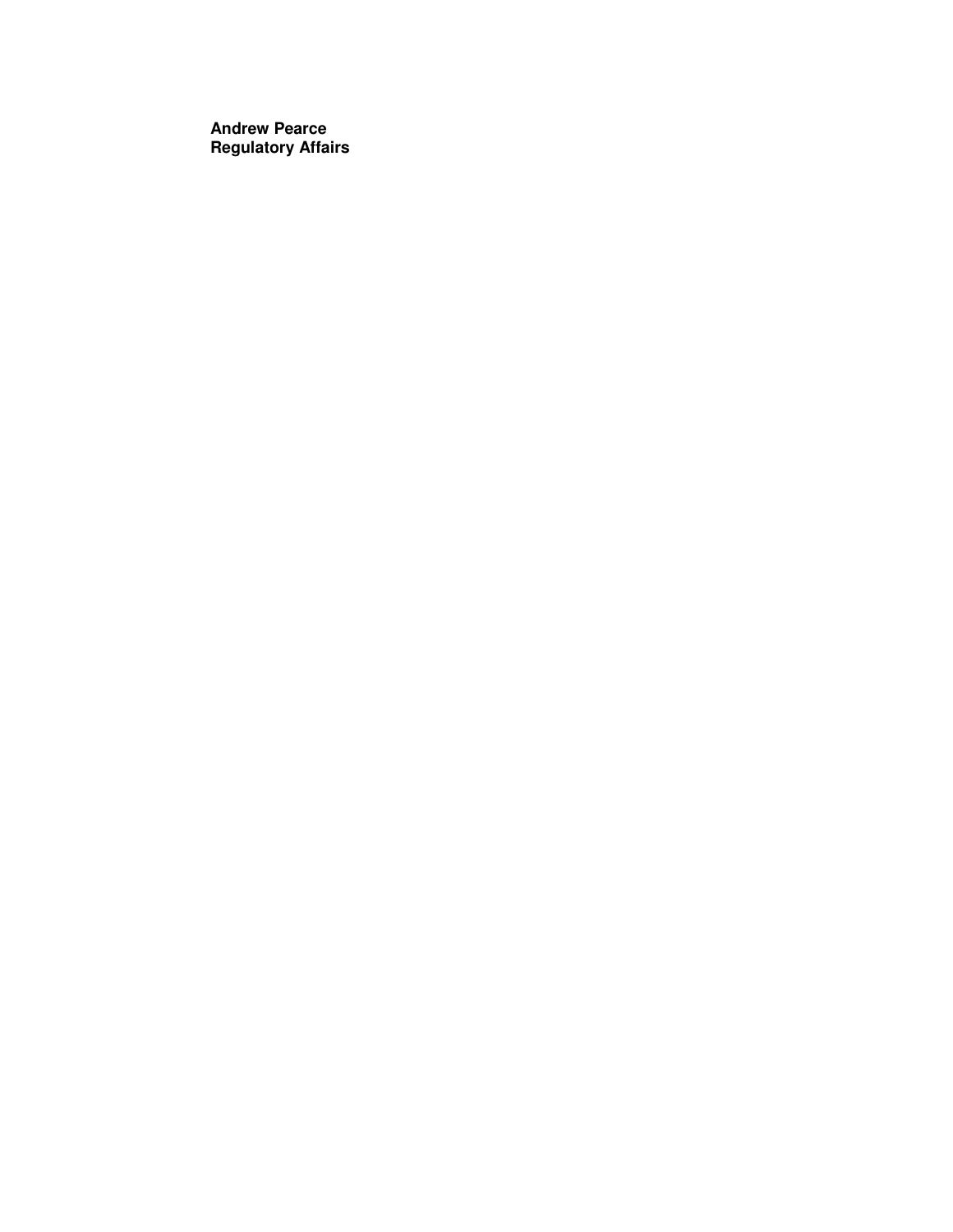**Andrew Pearce**
**Regulatory Affairs**